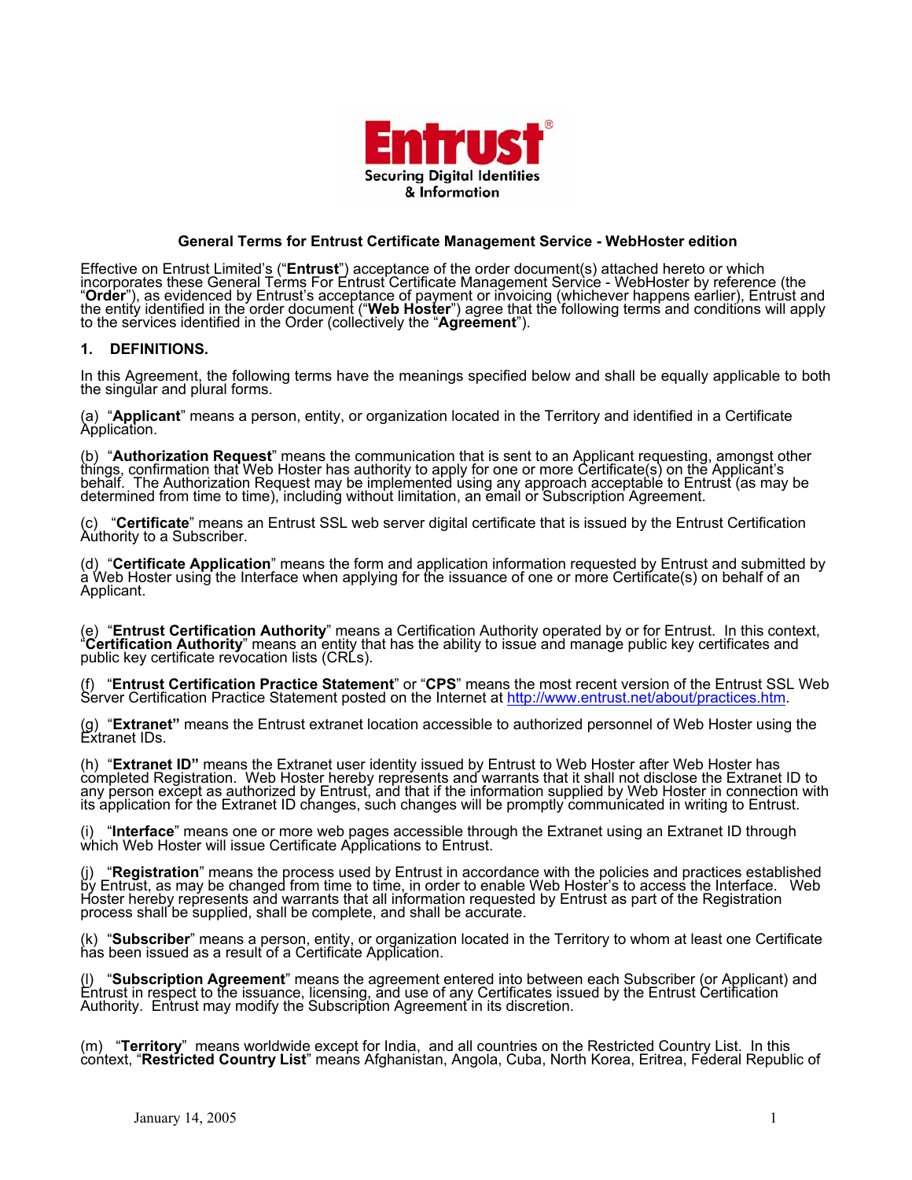**Entrust**

Securing Digital Identities & Information

## General Terms for Entrust Certificate Management Service - WebHoster edition

Effective on Entrust Limited's ("**Entrust**") acceptance of the order document(s) attached hereto or which incorporates these General Terms For Entrust Certificate Management Service - WebHoster by reference (the "**Order**"), as evidenced by Entrust's acceptance of payment or invoicing (whichever happens earlier), Entrust and the entity identified in the order document ("**Web Hoster**") agree that the following terms and conditions will apply to the services identified in the Order (collectively the "**Agreement**").

### 1. DEFINITIONS.

In this Agreement, the following terms have the meanings specified below and shall be equally applicable to both the singular and plural forms.

(a) "**Applicant**" means a person, entity, or organization located in the Territory and identified in a Certificate Application.

(b) "**Authorization Request**" means the communication that is sent to an Applicant requesting, amongst other things, confirmation that Web Hoster has authority to apply for one or more Certificate(s) on the Applicant's behalf. The Authorization Request may be implemented using any approach acceptable to Entrust (as may be determined from time to time), including without limitation, an email or Subscription Agreement.

(c) "**Certificate**" means an Entrust SSL web server digital certificate that is issued by the Entrust Certification Authority to a Subscriber.

(d) "**Certificate Application**" means the form and application information requested by Entrust and submitted by a Web Hoster using the Interface when applying for the issuance of one or more Certificate(s) on behalf of an Applicant.

(e) "**Entrust Certification Authority**" means a Certification Authority operated by or for Entrust. In this context, "**Certification Authority**" means an entity that has the ability to issue and manage public key certificates and public key certificate revocation lists (CRLs).

(f) "**Entrust Certification Practice Statement**" or "**CPS**" means the most recent version of the Entrust SSL Web Server Certification Practice Statement posted on the Internet at http://www.entrust.net/about/practices.htm.

(g) "**Extranet"** means the Entrust extranet location accessible to authorized personnel of Web Hoster using the Extranet IDs.

(h) "**Extranet ID"** means the Extranet user identity issued by Entrust to Web Hoster after Web Hoster has completed Registration. Web Hoster hereby represents and warrants that it shall not disclose the Extranet ID to any person except as authorized by Entrust, and that if the information supplied by Web Hoster in connection with its application for the Extranet ID changes, such changes will be promptly communicated in writing to Entrust.

(i) "**Interface**" means one or more web pages accessible through the Extranet using an Extranet ID through which Web Hoster will issue Certificate Applications to Entrust.

(j) "**Registration**" means the process used by Entrust in accordance with the policies and practices established by Entrust, as may be changed from time to time, in order to enable Web Hoster's to access the Interface. Web Hoster hereby represents and warrants that all information requested by Entrust as part of the Registration process shall be supplied, shall be complete, and shall be accurate.

(k) "**Subscriber**" means a person, entity, or organization located in the Territory to whom at least one Certificate has been issued as a result of a Certificate Application.

(l) "**Subscription Agreement**" means the agreement entered into between each Subscriber (or Applicant) and Entrust in respect to the issuance, licensing, and use of any Certificates issued by the Entrust Certification Authority. Entrust may modify the Subscription Agreement in its discretion.

(m) "**Territory**" means worldwide except for India, and all countries on the Restricted Country List. In this context, "**Restricted Country List**" means Afghanistan, Angola, Cuba, North Korea, Eritrea, Federal Republic of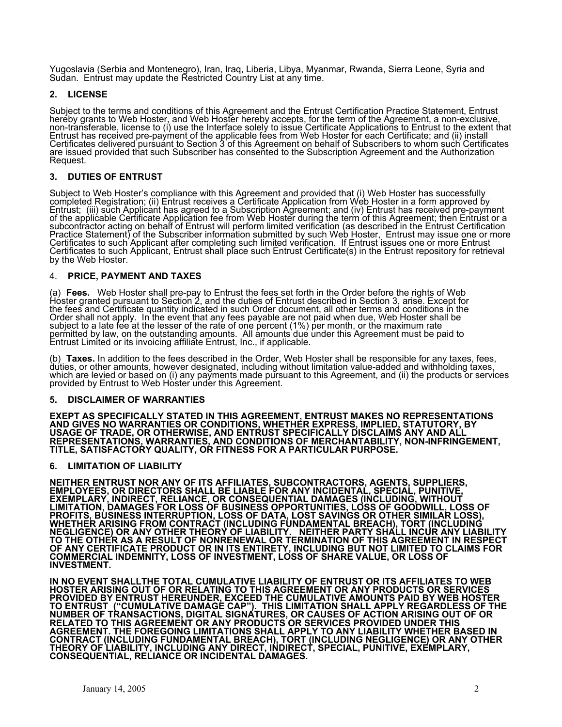Yugoslavia (Serbia and Montenegro), Iran, Iraq, Liberia, Libya, Myanmar, Rwanda, Sierra Leone, Syria and Sudan. Entrust may update the Restricted Country List at any time.

## 2. LICENSE

Subject to the terms and conditions of this Agreement and the Entrust Certification Practice Statement, Entrust hereby grants to Web Hoster, and Web Hoster hereby accepts, for the term of the Agreement, a non-exclusive, non-transferable, license to (i) use the Interface solely to issue Certificate Applications to Entrust to the extent that Entrust has received pre-payment of the applicable fees from Web Hoster for each Certificate; and (ii) install Certificates delivered pursuant to Section 3 of this Agreement on behalf of Subscribers to whom such Certificates are issued provided that such Subscriber has consented to the Subscription Agreement and the Authorization Request.

## 3. DUTIES OF ENTRUST

Subject to Web Hoster's compliance with this Agreement and provided that (i) Web Hoster has successfully completed Registration; (ii) Entrust receives a Certificate Application from Web Hoster in a form approved by Entrust; (iii) such Applicant has agreed to a Subscription Agreement; and (iv) Entrust has received pre-payment of the applicable Certificate Application fee from Web Hoster during the term of this Agreement; then Entrust or a subcontractor acting on behalf of Entrust will perform limited verification (as described in the Entrust Certification Practice Statement) of the Subscriber information submitted by such Web Hoster, Entrust may issue one or more Certificates to such Applicant after completing such limited verification. If Entrust issues one or more Entrust Certificates to such Applicant, Entrust shall place such Entrust Certificate(s) in the Entrust repository for retrieval by the Web Hoster.

## 4. PRICE, PAYMENT AND TAXES

(a) **Fees.** Web Hoster shall pre-pay to Entrust the fees set forth in the Order before the rights of Web Hoster granted pursuant to Section 2, and the duties of Entrust described in Section 3, arise. Except for the fees and Certificate quantity indicated in such Order document, all other terms and conditions in the Order shall not apply. In the event that any fees payable are not paid when due, Web Hoster shall be subject to a late fee at the lesser of the rate of one percent (1%) per month, or the maximum rate permitted by law, on the outstanding amounts. All amounts due under this Agreement must be paid to Entrust Limited or its invoicing affiliate Entrust, Inc., if applicable.

(b) **Taxes.** In addition to the fees described in the Order, Web Hoster shall be responsible for any taxes, fees, duties, or other amounts, however designated, including without limitation value-added and withholding taxes, which are levied or based on (i) any payments made pursuant to this Agreement, and (ii) the products or services provided by Entrust to Web Hoster under this Agreement.

## 5. DISCLAIMER OF WARRANTIES

**EXEPT AS SPECIFICALLY STATED IN THIS AGREEMENT, ENTRUST MAKES NO REPRESENTATIONS AND GIVES NO WARRANTIES OR CONDITIONS, WHETHER EXPRESS, IMPLIED, STATUTORY, BY USAGE OF TRADE, OR OTHERWISE, AND ENTRUST SPECIFICALLY DISCLAIMS ANY AND ALL REPRESENTATIONS, WARRANTIES, AND CONDITIONS OF MERCHANTABILITY, NON-INFRINGEMENT, TITLE, SATISFACTORY QUALITY, OR FITNESS FOR A PARTICULAR PURPOSE.**

## 6. LIMITATION OF LIABILITY

**NEITHER ENTRUST NOR ANY OF ITS AFFILIATES, SUBCONTRACTORS, AGENTS, SUPPLIERS, EMPLOYEES, OR DIRECTORS SHALL BE LIABLE FOR ANY INCIDENTAL, SPECIAL, PUNITIVE, EXEMPLARY, INDIRECT, RELIANCE, OR CONSEQUENTIAL DAMAGES (INCLUDING, WITHOUT LIMITATION, DAMAGES FOR LOSS OF BUSINESS OPPORTUNITIES, LOSS OF GOODWILL, LOSS OF PROFITS, BUSINESS INTERRUPTION, LOSS OF DATA, LOST SAVINGS OR OTHER SIMILAR LOSS), WHETHER ARISING FROM CONTRACT (INCLUDING FUNDAMENTAL BREACH), TORT (INCLUDING NEGLIGENCE) OR ANY OTHER THEORY OF LIABILITY. NEITHER PARTY SHALL INCUR ANY LIABILITY TO THE OTHER AS A RESULT OF NONRENEWAL OR TERMINATION OF THIS AGREEMENT IN RESPECT OF ANY CERTIFICATE PRODUCT OR IN ITS ENTIRETY, INCLUDING BUT NOT LIMITED TO CLAIMS FOR COMMERCIAL INDEMNITY, LOSS OF INVESTMENT, LOSS OF SHARE VALUE, OR LOSS OF INVESTMENT.**

**IN NO EVENT SHALLTHE TOTAL CUMULATIVE LIABILITY OF ENTRUST OR ITS AFFILIATES TO WEB HOSTER ARISING OUT OF OR RELATING TO THIS AGREEMENT OR ANY PRODUCTS OR SERVICES PROVIDED BY ENTRUST HEREUNDER, EXCEED THE CUMULATIVE AMOUNTS PAID BY WEB HOSTER TO ENTRUST ("CUMULATIVE DAMAGE CAP"). THIS LIMITATION SHALL APPLY REGARDLESS OF THE NUMBER OF TRANSACTIONS, DIGITAL SIGNATURES, OR CAUSES OF ACTION ARISING OUT OF OR RELATED TO THIS AGREEMENT OR ANY PRODUCTS OR SERVICES PROVIDED UNDER THIS AGREEMENT. THE FOREGOING LIMITATIONS SHALL APPLY TO ANY LIABILITY WHETHER BASED IN CONTRACT (INCLUDING FUNDAMENTAL BREACH), TORT (INCLUDING NEGLIGENCE) OR ANY OTHER THEORY OF LIABILITY, INCLUDING ANY DIRECT, INDIRECT, SPECIAL, PUNITIVE, EXEMPLARY, CONSEQUENTIAL, RELIANCE OR INCIDENTAL DAMAGES.**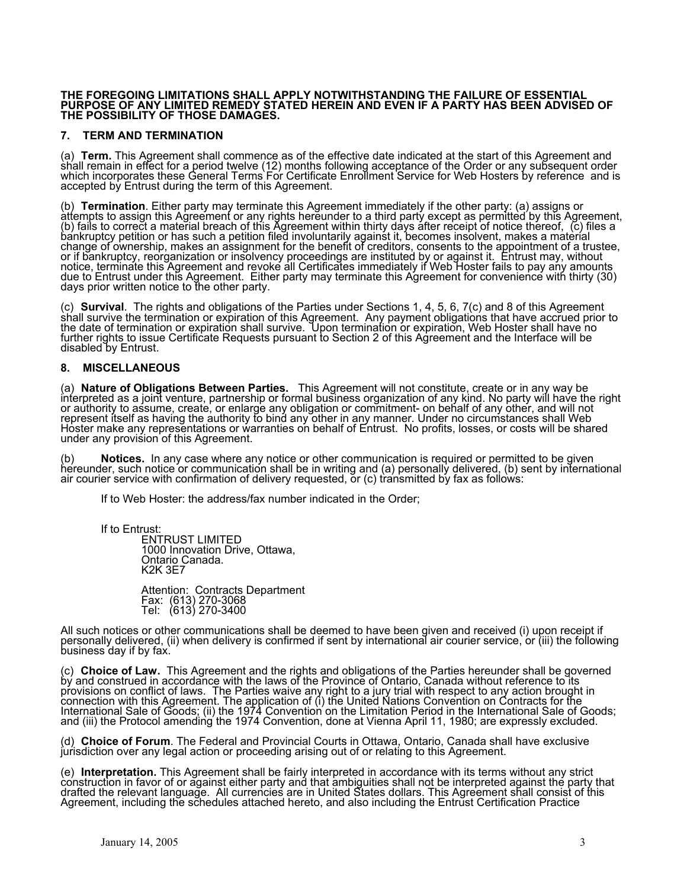**THE FOREGOING LIMITATIONS SHALL APPLY NOTWITHSTANDING THE FAILURE OF ESSENTIAL PURPOSE OF ANY LIMITED REMEDY STATED HEREIN AND EVEN IF A PARTY HAS BEEN ADVISED OF THE POSSIBILITY OF THOSE DAMAGES.**

## 7. TERM AND TERMINATION

(a) **Term.** This Agreement shall commence as of the effective date indicated at the start of this Agreement and shall remain in effect for a period twelve (12) months following acceptance of the Order or any subsequent order which incorporates these General Terms For Certificate Enrollment Service for Web Hosters by reference and is accepted by Entrust during the term of this Agreement.

(b) **Termination**. Either party may terminate this Agreement immediately if the other party: (a) assigns or attempts to assign this Agreement or any rights hereunder to a third party except as permitted by this Agreement, (b) fails to correct a material breach of this Agreement within thirty days after receipt of notice thereof, (c) files a bankruptcy petition or has such a petition filed involuntarily against it, becomes insolvent, makes a material change of ownership, makes an assignment for the benefit of creditors, consents to the appointment of a trustee, or if bankruptcy, reorganization or insolvency proceedings are instituted by or against it. Entrust may, without notice, terminate this Agreement and revoke all Certificates immediately if Web Hoster fails to pay any amounts due to Entrust under this Agreement. Either party may terminate this Agreement for convenience with thirty (30) days prior written notice to the other party.

(c) **Survival**. The rights and obligations of the Parties under Sections 1, 4, 5, 6, 7(c) and 8 of this Agreement shall survive the termination or expiration of this Agreement. Any payment obligations that have accrued prior to the date of termination or expiration shall survive. Upon termination or expiration, Web Hoster shall have no further rights to issue Certificate Requests pursuant to Section 2 of this Agreement and the Interface will be disabled by Entrust.

## 8. MISCELLANEOUS

(a) **Nature of Obligations Between Parties.** This Agreement will not constitute, create or in any way be interpreted as a joint venture, partnership or formal business organization of any kind. No party will have the right or authority to assume, create, or enlarge any obligation or commitment- on behalf of any other, and will not represent itself as having the authority to bind any other in any manner. Under no circumstances shall Web Hoster make any representations or warranties on behalf of Entrust. No profits, losses, or costs will be shared under any provision of this Agreement.

(b) **Notices.** In any case where any notice or other communication is required or permitted to be given hereunder, such notice or communication shall be in writing and (a) personally delivered, (b) sent by international air courier service with confirmation of delivery requested, or (c) transmitted by fax as follows:

If to Web Hoster: the address/fax number indicated in the Order;

If to Entrust:
ENTRUST LIMITED
1000 Innovation Drive, Ottawa,
Ontario Canada.
K2K 3E7

Attention: Contracts Department
Fax: (613) 270-3068
Tel: (613) 270-3400

All such notices or other communications shall be deemed to have been given and received (i) upon receipt if personally delivered, (ii) when delivery is confirmed if sent by international air courier service, or (iii) the following business day if by fax.

(c) **Choice of Law.** This Agreement and the rights and obligations of the Parties hereunder shall be governed by and construed in accordance with the laws of the Province of Ontario, Canada without reference to its provisions on conflict of laws. The Parties waive any right to a jury trial with respect to any action brought in connection with this Agreement. The application of (i) the United Nations Convention on Contracts for the International Sale of Goods; (ii) the 1974 Convention on the Limitation Period in the International Sale of Goods; and (iii) the Protocol amending the 1974 Convention, done at Vienna April 11, 1980; are expressly excluded.

(d) **Choice of Forum**. The Federal and Provincial Courts in Ottawa, Ontario, Canada shall have exclusive jurisdiction over any legal action or proceeding arising out of or relating to this Agreement.

(e) **Interpretation.** This Agreement shall be fairly interpreted in accordance with its terms without any strict construction in favor of or against either party and that ambiguities shall not be interpreted against the party that drafted the relevant language. All currencies are in United States dollars. This Agreement shall consist of this Agreement, including the schedules attached hereto, and also including the Entrust Certification Practice

January 14, 2005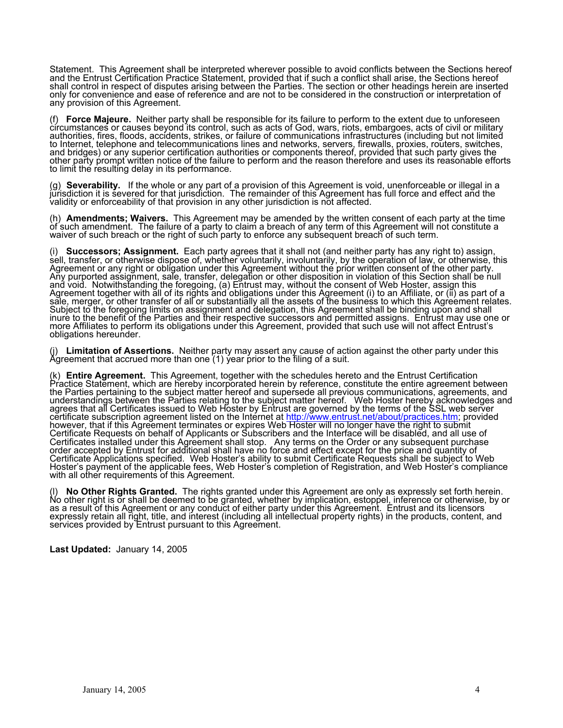Statement. This Agreement shall be interpreted wherever possible to avoid conflicts between the Sections hereof and the Entrust Certification Practice Statement, provided that if such a conflict shall arise, the Sections hereof shall control in respect of disputes arising between the Parties. The section or other headings herein are inserted only for convenience and ease of reference and are not to be considered in the construction or interpretation of any provision of this Agreement.

(f) **Force Majeure.** Neither party shall be responsible for its failure to perform to the extent due to unforeseen circumstances or causes beyond its control, such as acts of God, wars, riots, embargoes, acts of civil or military authorities, fires, floods, accidents, strikes, or failure of communications infrastructures (including but not limited to Internet, telephone and telecommunications lines and networks, servers, firewalls, proxies, routers, switches, and bridges) or any superior certification authorities or components thereof, provided that such party gives the other party prompt written notice of the failure to perform and the reason therefore and uses its reasonable efforts to limit the resulting delay in its performance.

(g) **Severability.** If the whole or any part of a provision of this Agreement is void, unenforceable or illegal in a jurisdiction it is severed for that jurisdiction. The remainder of this Agreement has full force and effect and the validity or enforceability of that provision in any other jurisdiction is not affected.

(h) **Amendments; Waivers.** This Agreement may be amended by the written consent of each party at the time of such amendment. The failure of a party to claim a breach of any term of this Agreement will not constitute a waiver of such breach or the right of such party to enforce any subsequent breach of such term.

(i) **Successors; Assignment.** Each party agrees that it shall not (and neither party has any right to) assign, sell, transfer, or otherwise dispose of, whether voluntarily, involuntarily, by the operation of law, or otherwise, this Agreement or any right or obligation under this Agreement without the prior written consent of the other party. Any purported assignment, sale, transfer, delegation or other disposition in violation of this Section shall be null and void. Notwithstanding the foregoing, (a) Entrust may, without the consent of Web Hoster, assign this Agreement together with all of its rights and obligations under this Agreement (i) to an Affiliate, or (ii) as part of a sale, merger, or other transfer of all or substantially all the assets of the business to which this Agreement relates. Subject to the foregoing limits on assignment and delegation, this Agreement shall be binding upon and shall inure to the benefit of the Parties and their respective successors and permitted assigns. Entrust may use one or more Affiliates to perform its obligations under this Agreement, provided that such use will not affect Entrust's obligations hereunder.

(j) **Limitation of Assertions.** Neither party may assert any cause of action against the other party under this Agreement that accrued more than one (1) year prior to the filing of a suit.

(k) **Entire Agreement.** This Agreement, together with the schedules hereto and the Entrust Certification Practice Statement, which are hereby incorporated herein by reference, constitute the entire agreement between the Parties pertaining to the subject matter hereof and supersede all previous communications, agreements, and understandings between the Parties relating to the subject matter hereof. Web Hoster hereby acknowledges and agrees that all Certificates issued to Web Hoster by Entrust are governed by the terms of the SSL web server certificate subscription agreement listed on the Internet at http://www.entrust.net/about/practices.htm; provided however, that if this Agreement terminates or expires Web Hoster will no longer have the right to submit Certificate Requests on behalf of Applicants or Subscribers and the Interface will be disabled, and all use of Certificates installed under this Agreement shall stop. Any terms on the Order or any subsequent purchase order accepted by Entrust for additional shall have no force and effect except for the price and quantity of Certificate Applications specified. Web Hoster's ability to submit Certificate Requests shall be subject to Web Hoster's payment of the applicable fees, Web Hoster's completion of Registration, and Web Hoster's compliance with all other requirements of this Agreement.

(l) **No Other Rights Granted.** The rights granted under this Agreement are only as expressly set forth herein. No other right is or shall be deemed to be granted, whether by implication, estoppel, inference or otherwise, by or as a result of this Agreement or any conduct of either party under this Agreement. Entrust and its licensors expressly retain all right, title, and interest (including all intellectual property rights) in the products, content, and services provided by Entrust pursuant to this Agreement.

**Last Updated:** January 14, 2005